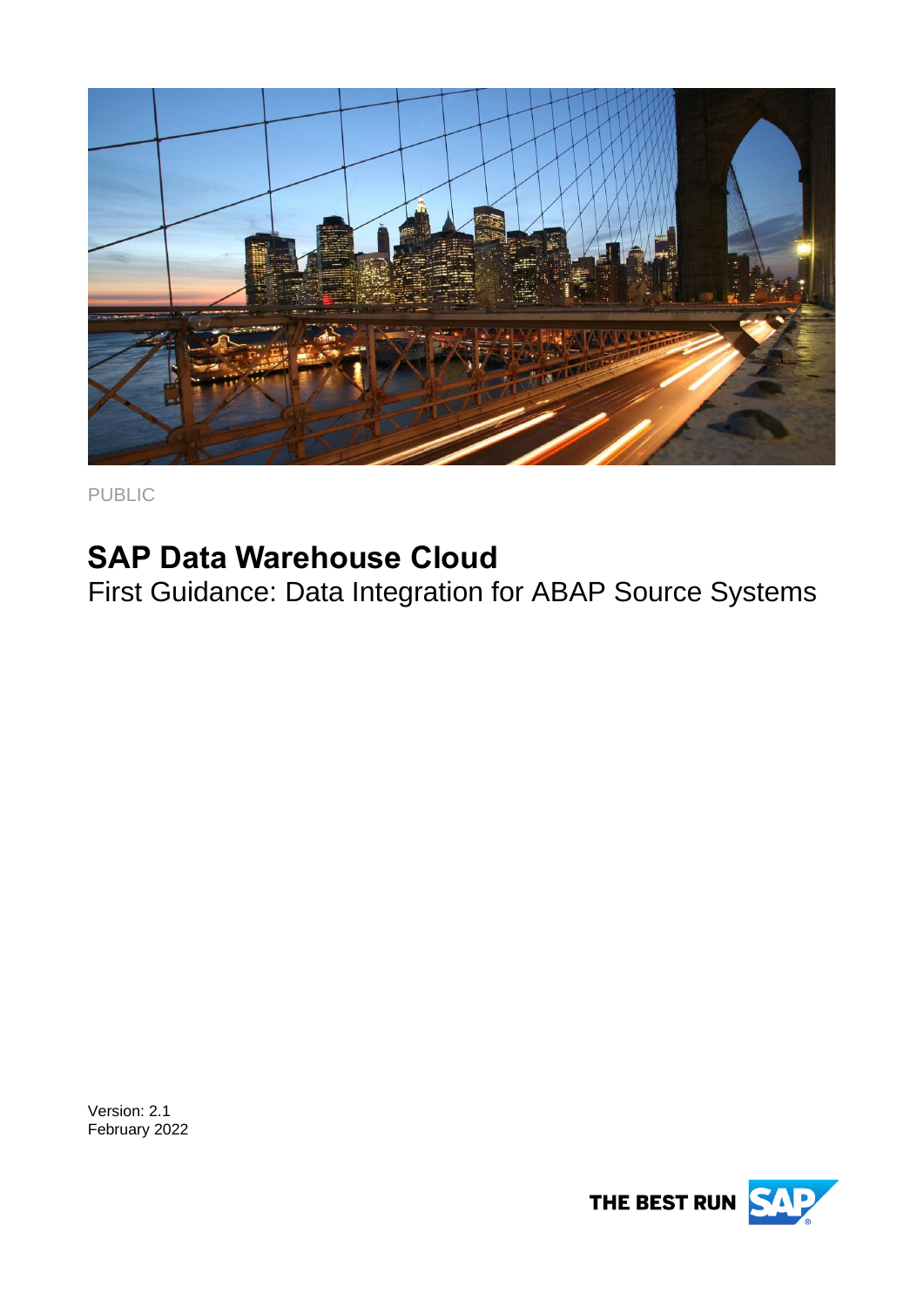PUBLIC

# SAP Data Warehouse Cloud

First Guidance: Data Integration for ABAP Source Systems

Version: 2.1
February 2022

THE BEST RUN SAP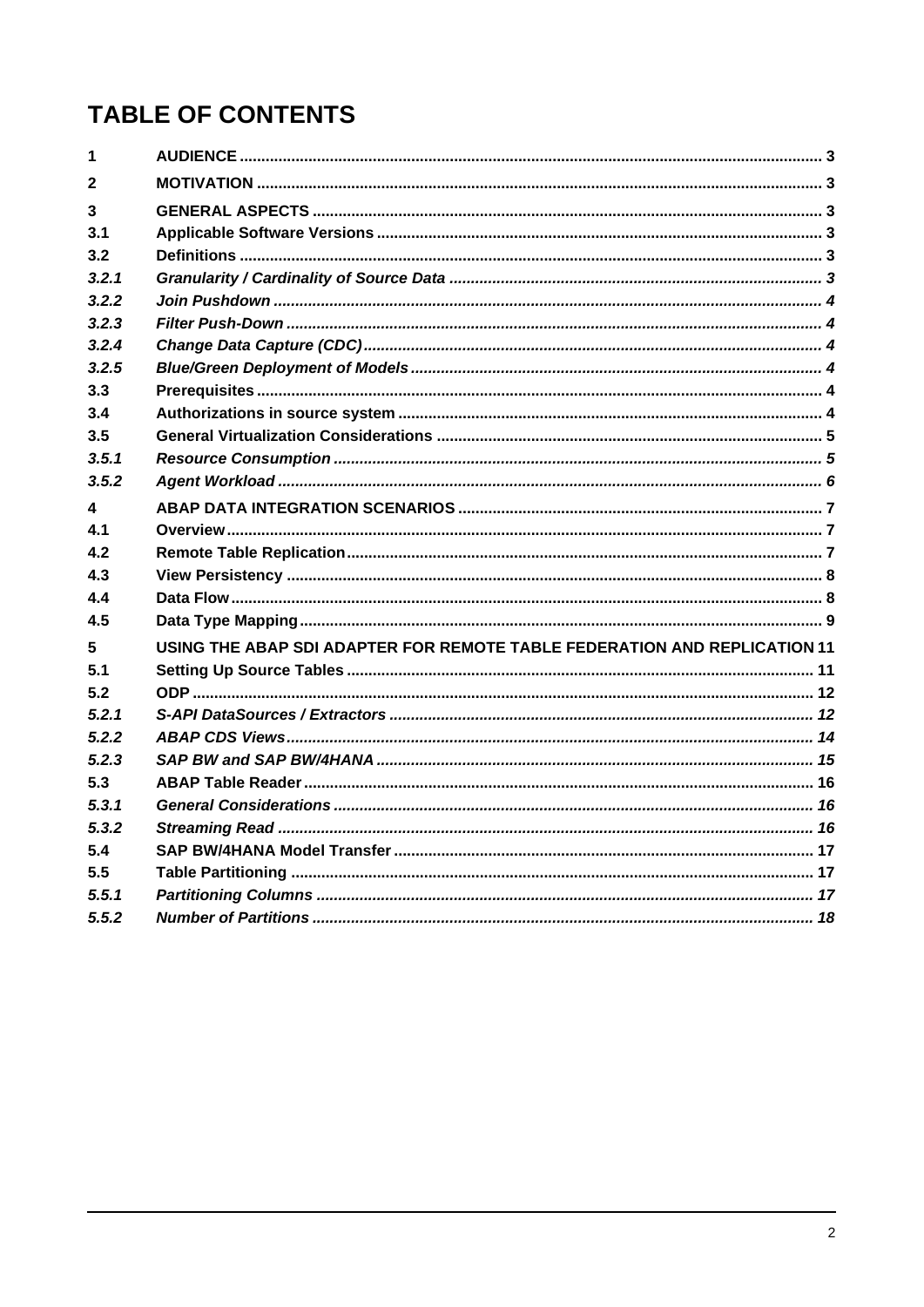# TABLE OF CONTENTS

| | | |
|---|---|---|
| **1** | **AUDIENCE** | **3** |
| **2** | **MOTIVATION** | **3** |
| **3** | **GENERAL ASPECTS** | **3** |
| **3.1** | **Applicable Software Versions** | **3** |
| **3.2** | **Definitions** | **3** |
| ***3.2.1*** | ***Granularity / Cardinality of Source Data*** | ***3*** |
| ***3.2.2*** | ***Join Pushdown*** | ***4*** |
| ***3.2.3*** | ***Filter Push-Down*** | ***4*** |
| ***3.2.4*** | ***Change Data Capture (CDC)*** | ***4*** |
| ***3.2.5*** | ***Blue/Green Deployment of Models*** | ***4*** |
| **3.3** | **Prerequisites** | **4** |
| **3.4** | **Authorizations in source system** | **4** |
| **3.5** | **General Virtualization Considerations** | **5** |
| ***3.5.1*** | ***Resource Consumption*** | ***5*** |
| ***3.5.2*** | ***Agent Workload*** | ***6*** |
| **4** | **ABAP DATA INTEGRATION SCENARIOS** | **7** |
| **4.1** | **Overview** | **7** |
| **4.2** | **Remote Table Replication** | **7** |
| **4.3** | **View Persistency** | **8** |
| **4.4** | **Data Flow** | **8** |
| **4.5** | **Data Type Mapping** | **9** |
| **5** | **USING THE ABAP SDI ADAPTER FOR REMOTE TABLE FEDERATION AND REPLICATION** | **11** |
| **5.1** | **Setting Up Source Tables** | **11** |
| **5.2** | **ODP** | **12** |
| ***5.2.1*** | ***S-API DataSources / Extractors*** | ***12*** |
| ***5.2.2*** | ***ABAP CDS Views*** | ***14*** |
| ***5.2.3*** | ***SAP BW and SAP BW/4HANA*** | ***15*** |
| **5.3** | **ABAP Table Reader** | **16** |
| ***5.3.1*** | ***General Considerations*** | ***16*** |
| ***5.3.2*** | ***Streaming Read*** | ***16*** |
| **5.4** | **SAP BW/4HANA Model Transfer** | **17** |
| **5.5** | **Table Partitioning** | **17** |
| ***5.5.1*** | ***Partitioning Columns*** | ***17*** |
| ***5.5.2*** | ***Number of Partitions*** | ***18*** |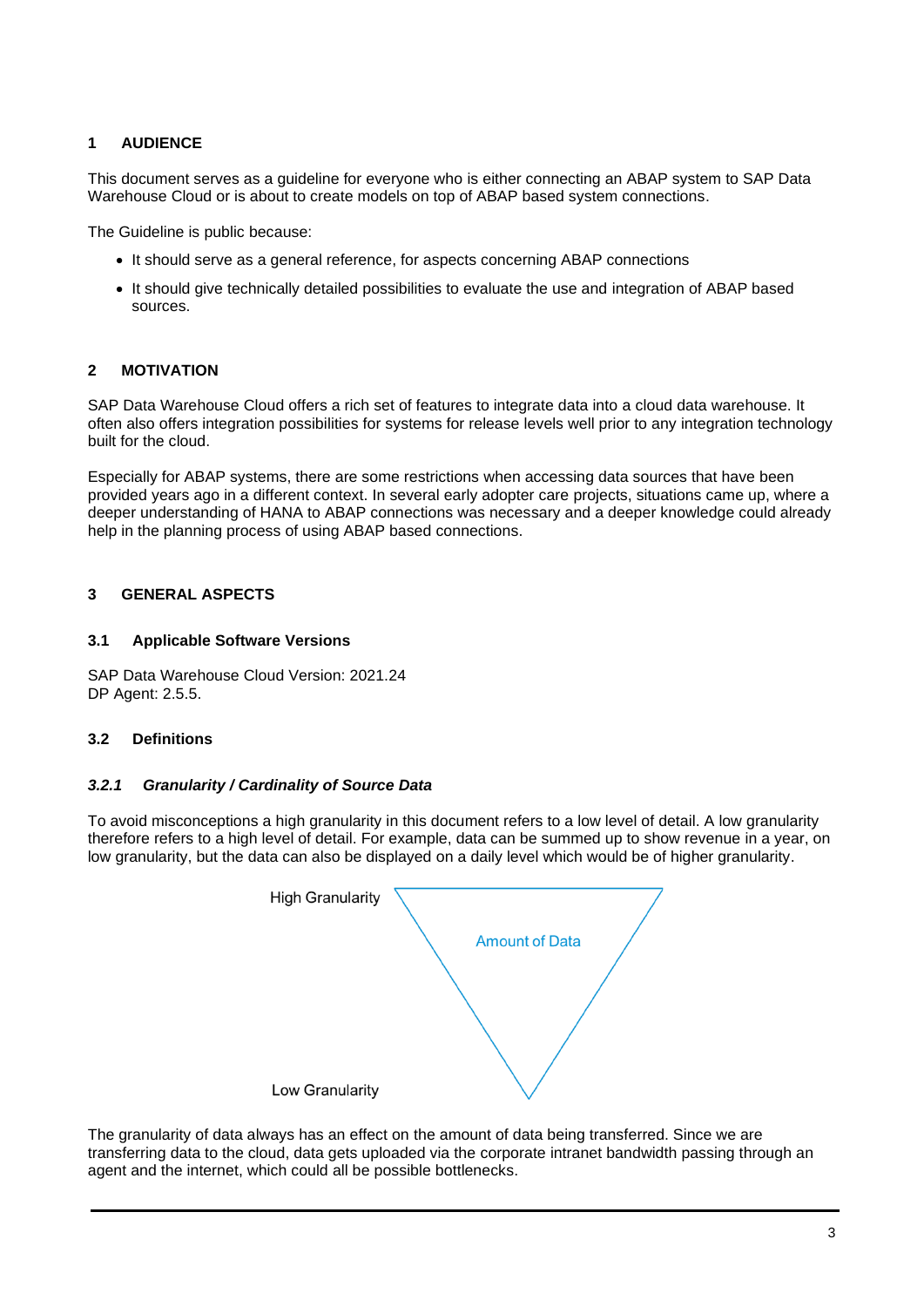## 1 AUDIENCE

This document serves as a guideline for everyone who is either connecting an ABAP system to SAP Data Warehouse Cloud or is about to create models on top of ABAP based system connections.

The Guideline is public because:

- It should serve as a general reference, for aspects concerning ABAP connections
- It should give technically detailed possibilities to evaluate the use and integration of ABAP based sources.

## 2 MOTIVATION

SAP Data Warehouse Cloud offers a rich set of features to integrate data into a cloud data warehouse. It often also offers integration possibilities for systems for release levels well prior to any integration technology built for the cloud.

Especially for ABAP systems, there are some restrictions when accessing data sources that have been provided years ago in a different context. In several early adopter care projects, situations came up, where a deeper understanding of HANA to ABAP connections was necessary and a deeper knowledge could already help in the planning process of using ABAP based connections.

## 3 GENERAL ASPECTS

### 3.1 Applicable Software Versions

SAP Data Warehouse Cloud Version: 2021.24
DP Agent: 2.5.5.

### 3.2 Definitions

#### *3.2.1 Granularity / Cardinality of Source Data*

To avoid misconceptions a high granularity in this document refers to a low level of detail. A low granularity therefore refers to a high level of detail. For example, data can be summed up to show revenue in a year, on low granularity, but the data can also be displayed on a daily level which would be of higher granularity.

High Granularity

Amount of Data

Low Granularity

The granularity of data always has an effect on the amount of data being transferred. Since we are transferring data to the cloud, data gets uploaded via the corporate intranet bandwidth passing through an agent and the internet, which could all be possible bottlenecks.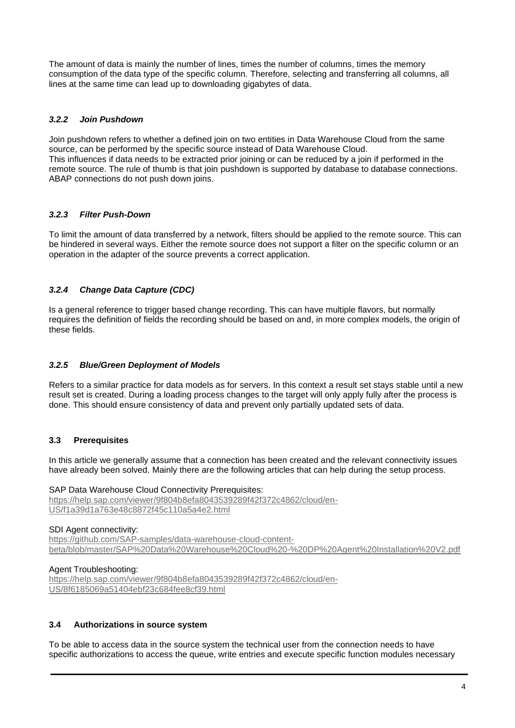The amount of data is mainly the number of lines, times the number of columns, times the memory consumption of the data type of the specific column. Therefore, selecting and transferring all columns, all lines at the same time can lead up to downloading gigabytes of data.

### *3.2.2 Join Pushdown*

Join pushdown refers to whether a defined join on two entities in Data Warehouse Cloud from the same source, can be performed by the specific source instead of Data Warehouse Cloud.
This influences if data needs to be extracted prior joining or can be reduced by a join if performed in the remote source. The rule of thumb is that join pushdown is supported by database to database connections. ABAP connections do not push down joins.

### *3.2.3 Filter Push-Down*

To limit the amount of data transferred by a network, filters should be applied to the remote source. This can be hindered in several ways. Either the remote source does not support a filter on the specific column or an operation in the adapter of the source prevents a correct application.

### *3.2.4 Change Data Capture (CDC)*

Is a general reference to trigger based change recording. This can have multiple flavors, but normally requires the definition of fields the recording should be based on and, in more complex models, the origin of these fields.

### *3.2.5 Blue/Green Deployment of Models*

Refers to a similar practice for data models as for servers. In this context a result set stays stable until a new result set is created. During a loading process changes to the target will only apply fully after the process is done. This should ensure consistency of data and prevent only partially updated sets of data.

## 3.3 Prerequisites

In this article we generally assume that a connection has been created and the relevant connectivity issues have already been solved. Mainly there are the following articles that can help during the setup process.

SAP Data Warehouse Cloud Connectivity Prerequisites:
https://help.sap.com/viewer/9f804b8efa8043539289f42f372c4862/cloud/en-US/f1a39d1a763e48c8872f45c110a5a4e2.html

SDI Agent connectivity:
https://github.com/SAP-samples/data-warehouse-cloud-content-beta/blob/master/SAP%20Data%20Warehouse%20Cloud%20-%20DP%20Agent%20Installation%20V2.pdf

Agent Troubleshooting:
https://help.sap.com/viewer/9f804b8efa8043539289f42f372c4862/cloud/en-US/8f6185069a51404ebf23c684fee8cf39.html

## 3.4 Authorizations in source system

To be able to access data in the source system the technical user from the connection needs to have specific authorizations to access the queue, write entries and execute specific function modules necessary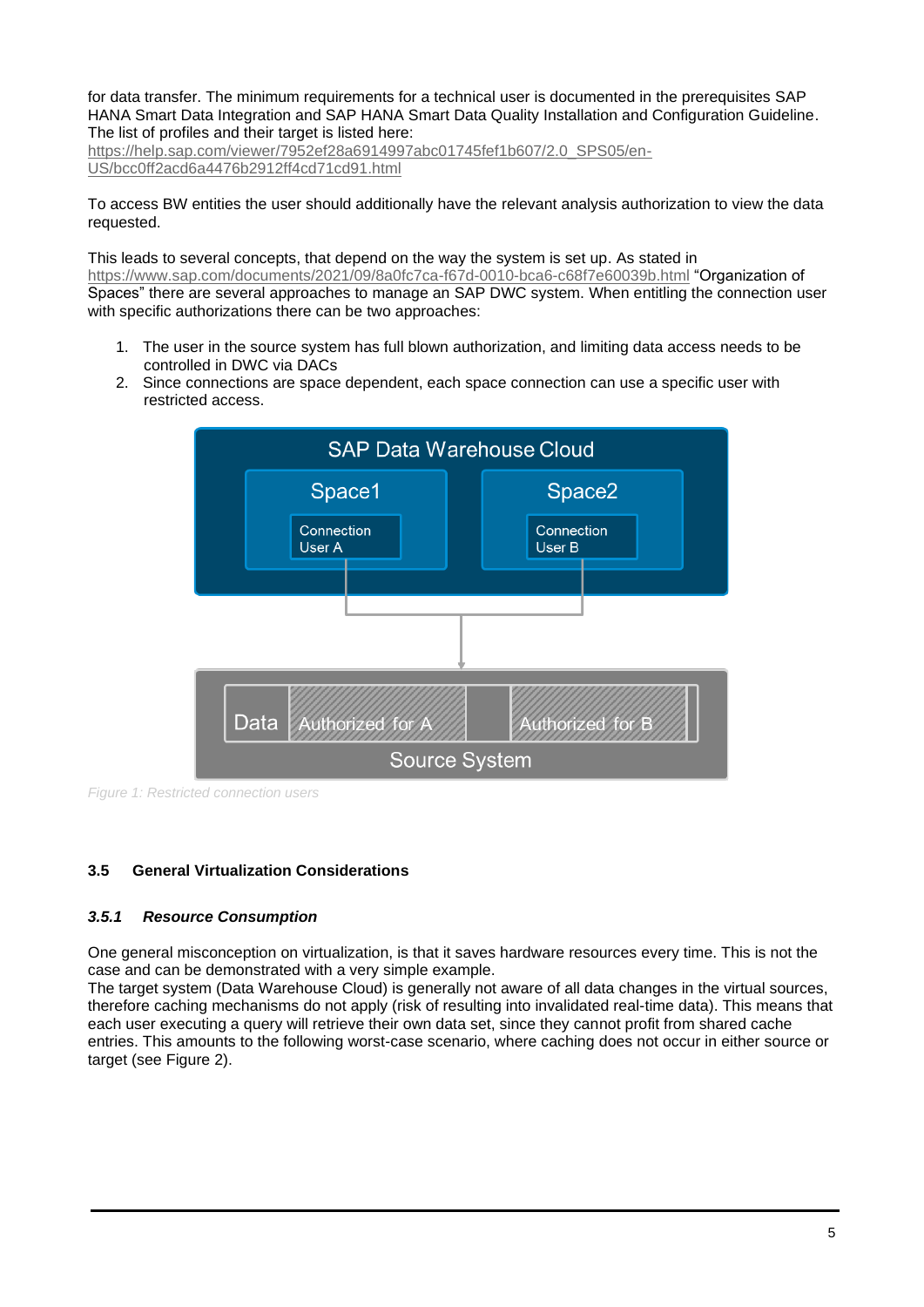for data transfer. The minimum requirements for a technical user is documented in the prerequisites SAP HANA Smart Data Integration and SAP HANA Smart Data Quality Installation and Configuration Guideline. The list of profiles and their target is listed here: https://help.sap.com/viewer/7952ef28a6914997abc01745fef1b607/2.0_SPS05/en-US/bcc0ff2acd6a4476b2912ff4cd71cd91.html

To access BW entities the user should additionally have the relevant analysis authorization to view the data requested.

This leads to several concepts, that depend on the way the system is set up. As stated in https://www.sap.com/documents/2021/09/8a0fc7ca-f67d-0010-bca6-c68f7e60039b.html "Organization of Spaces" there are several approaches to manage an SAP DWC system. When entitling the connection user with specific authorizations there can be two approaches:

1. The user in the source system has full blown authorization, and limiting data access needs to be controlled in DWC via DACs
2. Since connections are space dependent, each space connection can use a specific user with restricted access.

SAP Data Warehouse Cloud

Space1

Connection User A

Space2

Connection User B

Data

Authorized for A

Authorized for B

Source System

*Figure 1: Restricted connection users*

## 3.5 General Virtualization Considerations

### *3.5.1 Resource Consumption*

One general misconception on virtualization, is that it saves hardware resources every time. This is not the case and can be demonstrated with a very simple example.
The target system (Data Warehouse Cloud) is generally not aware of all data changes in the virtual sources, therefore caching mechanisms do not apply (risk of resulting into invalidated real-time data). This means that each user executing a query will retrieve their own data set, since they cannot profit from shared cache entries. This amounts to the following worst-case scenario, where caching does not occur in either source or target (see Figure 2).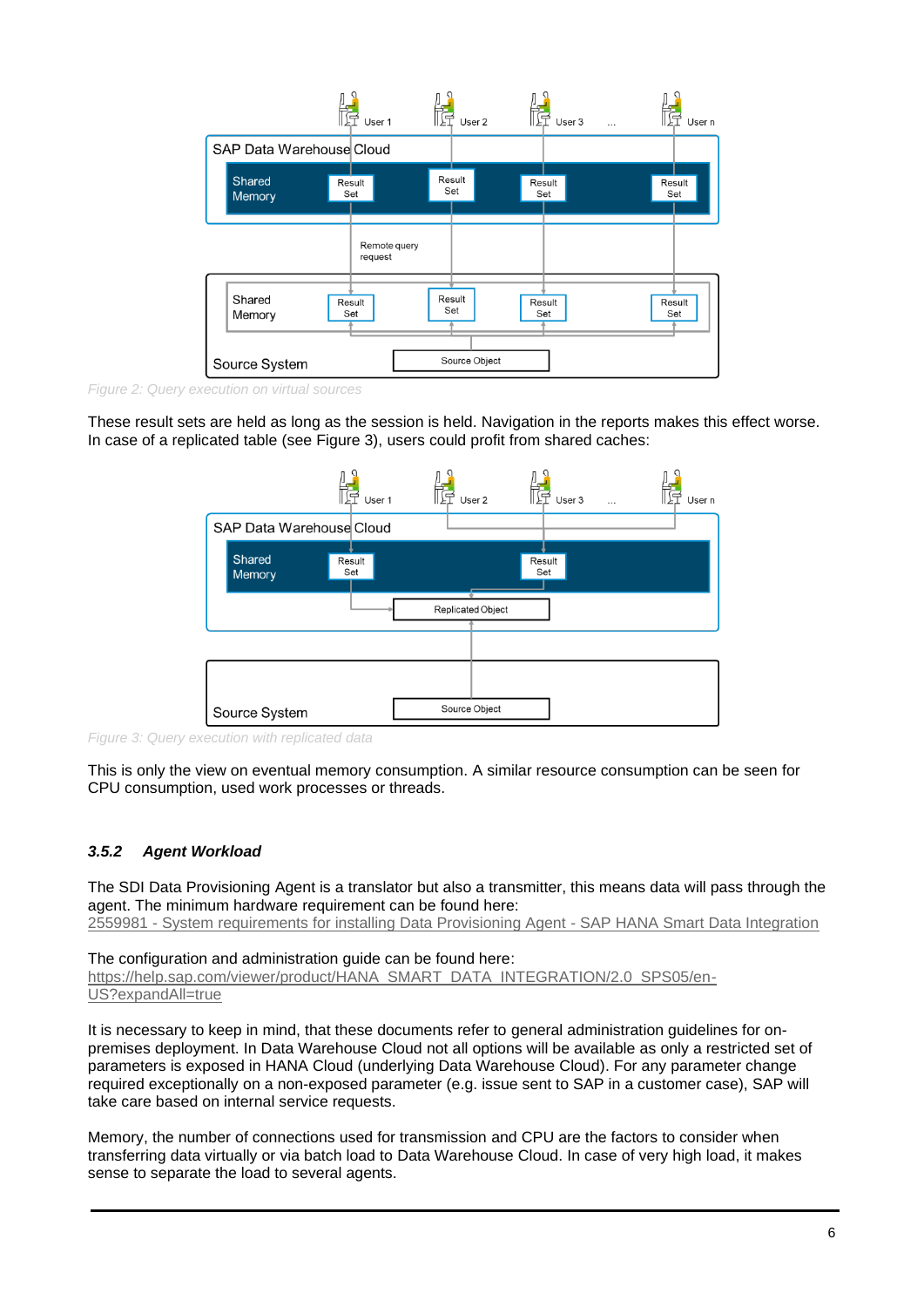User 1
User 2
User 3
...
User n
SAP Data Warehouse Cloud
Shared Memory
Result Set
Result Set
Result Set
Result Set
Remote query request
Shared Memory
Result Set
Result Set
Result Set
Result Set
Source System
Source Object

Figure 2: Query execution on virtual sources

These result sets are held as long as the session is held. Navigation in the reports makes this effect worse. In case of a replicated table (see Figure 3), users could profit from shared caches:

User 1
User 2
User 3
...
User n
SAP Data Warehouse Cloud
Shared Memory
Result Set
Result Set
Replicated Object
Source System
Source Object

Figure 3: Query execution with replicated data

This is only the view on eventual memory consumption. A similar resource consumption can be seen for CPU consumption, used work processes or threads.

### *3.5.2 Agent Workload*

The SDI Data Provisioning Agent is a translator but also a transmitter, this means data will pass through the agent. The minimum hardware requirement can be found here:
[2559981 - System requirements for installing Data Provisioning Agent - SAP HANA Smart Data Integration]

The configuration and administration guide can be found here:
https://help.sap.com/viewer/product/HANA_SMART_DATA_INTEGRATION/2.0_SPS05/en-US?expandAll=true

It is necessary to keep in mind, that these documents refer to general administration guidelines for on-premises deployment. In Data Warehouse Cloud not all options will be available as only a restricted set of parameters is exposed in HANA Cloud (underlying Data Warehouse Cloud). For any parameter change required exceptionally on a non-exposed parameter (e.g. issue sent to SAP in a customer case), SAP will take care based on internal service requests.

Memory, the number of connections used for transmission and CPU are the factors to consider when transferring data virtually or via batch load to Data Warehouse Cloud. In case of very high load, it makes sense to separate the load to several agents.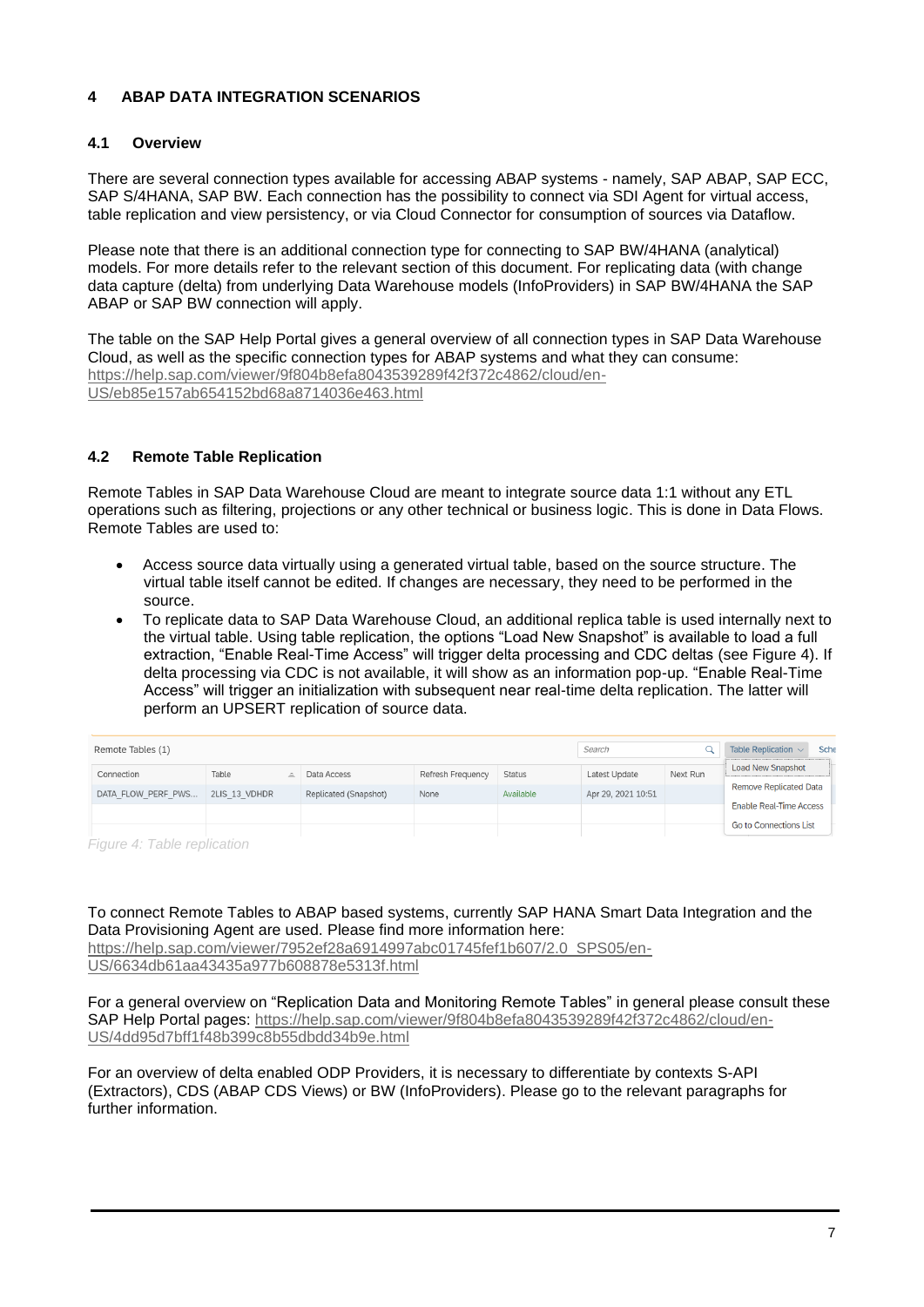# 4 ABAP DATA INTEGRATION SCENARIOS

## 4.1 Overview

There are several connection types available for accessing ABAP systems - namely, SAP ABAP, SAP ECC, SAP S/4HANA, SAP BW. Each connection has the possibility to connect via SDI Agent for virtual access, table replication and view persistency, or via Cloud Connector for consumption of sources via Dataflow.

Please note that there is an additional connection type for connecting to SAP BW/4HANA (analytical) models. For more details refer to the relevant section of this document. For replicating data (with change data capture (delta) from underlying Data Warehouse models (InfoProviders) in SAP BW/4HANA the SAP ABAP or SAP BW connection will apply.

The table on the SAP Help Portal gives a general overview of all connection types in SAP Data Warehouse Cloud, as well as the specific connection types for ABAP systems and what they can consume: https://help.sap.com/viewer/9f804b8efa8043539289f42f372c4862/cloud/en-US/eb85e157ab654152bd68a8714036e463.html

## 4.2 Remote Table Replication

Remote Tables in SAP Data Warehouse Cloud are meant to integrate source data 1:1 without any ETL operations such as filtering, projections or any other technical or business logic. This is done in Data Flows. Remote Tables are used to:

- Access source data virtually using a generated virtual table, based on the source structure. The virtual table itself cannot be edited. If changes are necessary, they need to be performed in the source.
- To replicate data to SAP Data Warehouse Cloud, an additional replica table is used internally next to the virtual table. Using table replication, the options "Load New Snapshot" is available to load a full extraction, "Enable Real-Time Access" will trigger delta processing and CDC deltas (see Figure 4). If delta processing via CDC is not available, it will show as an information pop-up. "Enable Real-Time Access" will trigger an initialization with subsequent near real-time delta replication. The latter will perform an UPSERT replication of source data.

Remote Tables (1)

| Connection | Table | Data Access | Refresh Frequency | Status | Latest Update | Next Run |
|---|---|---|---|---|---|---|
| DATA_FLOW_PERF_PWS... | 2LIS_13_VDHDR | Replicated (Snapshot) | None | Available | Apr 29, 2021 10:51 | |

Table Replication: Load New Snapshot / Remove Replicated Data / Enable Real-Time Access / Go to Connections List

*Figure 4: Table replication*

To connect Remote Tables to ABAP based systems, currently SAP HANA Smart Data Integration and the Data Provisioning Agent are used. Please find more information here: https://help.sap.com/viewer/7952ef28a6914997abc01745fef1b607/2.0_SPS05/en-US/6634db61aa43435a977b608878e5313f.html

For a general overview on "Replication Data and Monitoring Remote Tables" in general please consult these SAP Help Portal pages: https://help.sap.com/viewer/9f804b8efa8043539289f42f372c4862/cloud/en-US/4dd95d7bff1f48b399c8b55dbdd34b9e.html

For an overview of delta enabled ODP Providers, it is necessary to differentiate by contexts S-API (Extractors), CDS (ABAP CDS Views) or BW (InfoProviders). Please go to the relevant paragraphs for further information.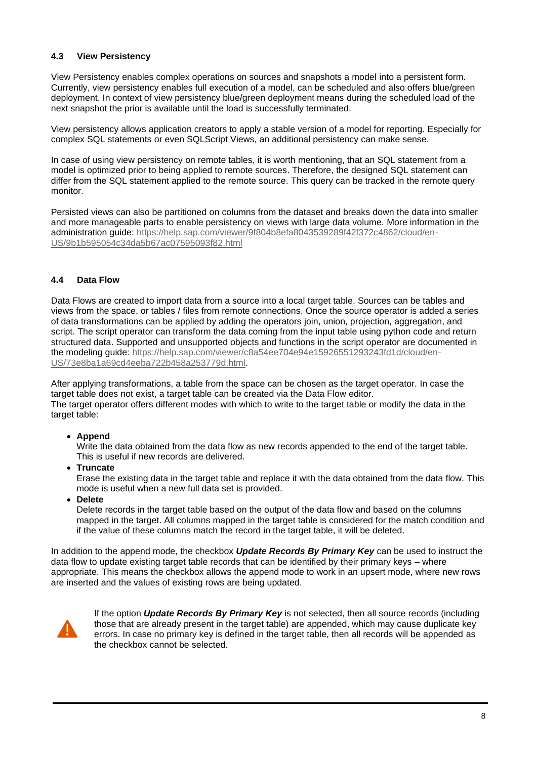### 4.3 View Persistency

View Persistency enables complex operations on sources and snapshots a model into a persistent form. Currently, view persistency enables full execution of a model, can be scheduled and also offers blue/green deployment. In context of view persistency blue/green deployment means during the scheduled load of the next snapshot the prior is available until the load is successfully terminated.

View persistency allows application creators to apply a stable version of a model for reporting. Especially for complex SQL statements or even SQLScript Views, an additional persistency can make sense.

In case of using view persistency on remote tables, it is worth mentioning, that an SQL statement from a model is optimized prior to being applied to remote sources. Therefore, the designed SQL statement can differ from the SQL statement applied to the remote source. This query can be tracked in the remote query monitor.

Persisted views can also be partitioned on columns from the dataset and breaks down the data into smaller and more manageable parts to enable persistency on views with large data volume. More information in the administration guide: https://help.sap.com/viewer/9f804b8efa8043539289f42f372c4862/cloud/en-US/9b1b595054c34da5b67ac07595093f82.html

### 4.4 Data Flow

Data Flows are created to import data from a source into a local target table. Sources can be tables and views from the space, or tables / files from remote connections. Once the source operator is added a series of data transformations can be applied by adding the operators join, union, projection, aggregation, and script. The script operator can transform the data coming from the input table using python code and return structured data. Supported and unsupported objects and functions in the script operator are documented in the modeling guide: https://help.sap.com/viewer/c8a54ee704e94e15926551293243fd1d/cloud/en-US/73e8ba1a69cd4eeba722b458a253779d.html.

After applying transformations, a table from the space can be chosen as the target operator. In case the target table does not exist, a target table can be created via the Data Flow editor.
The target operator offers different modes with which to write to the target table or modify the data in the target table:

- **Append**
  Write the data obtained from the data flow as new records appended to the end of the target table. This is useful if new records are delivered.
- **Truncate**
  Erase the existing data in the target table and replace it with the data obtained from the data flow. This mode is useful when a new full data set is provided.
- **Delete**
  Delete records in the target table based on the output of the data flow and based on the columns mapped in the target. All columns mapped in the target table is considered for the match condition and if the value of these columns match the record in the target table, it will be deleted.

In addition to the append mode, the checkbox ***Update Records By Primary Key*** can be used to instruct the data flow to update existing target table records that can be identified by their primary keys – where appropriate. This means the checkbox allows the append mode to work in an upsert mode, where new rows are inserted and the values of existing rows are being updated.

If the option ***Update Records By Primary Key*** is not selected, then all source records (including those that are already present in the target table) are appended, which may cause duplicate key errors. In case no primary key is defined in the target table, then all records will be appended as the checkbox cannot be selected.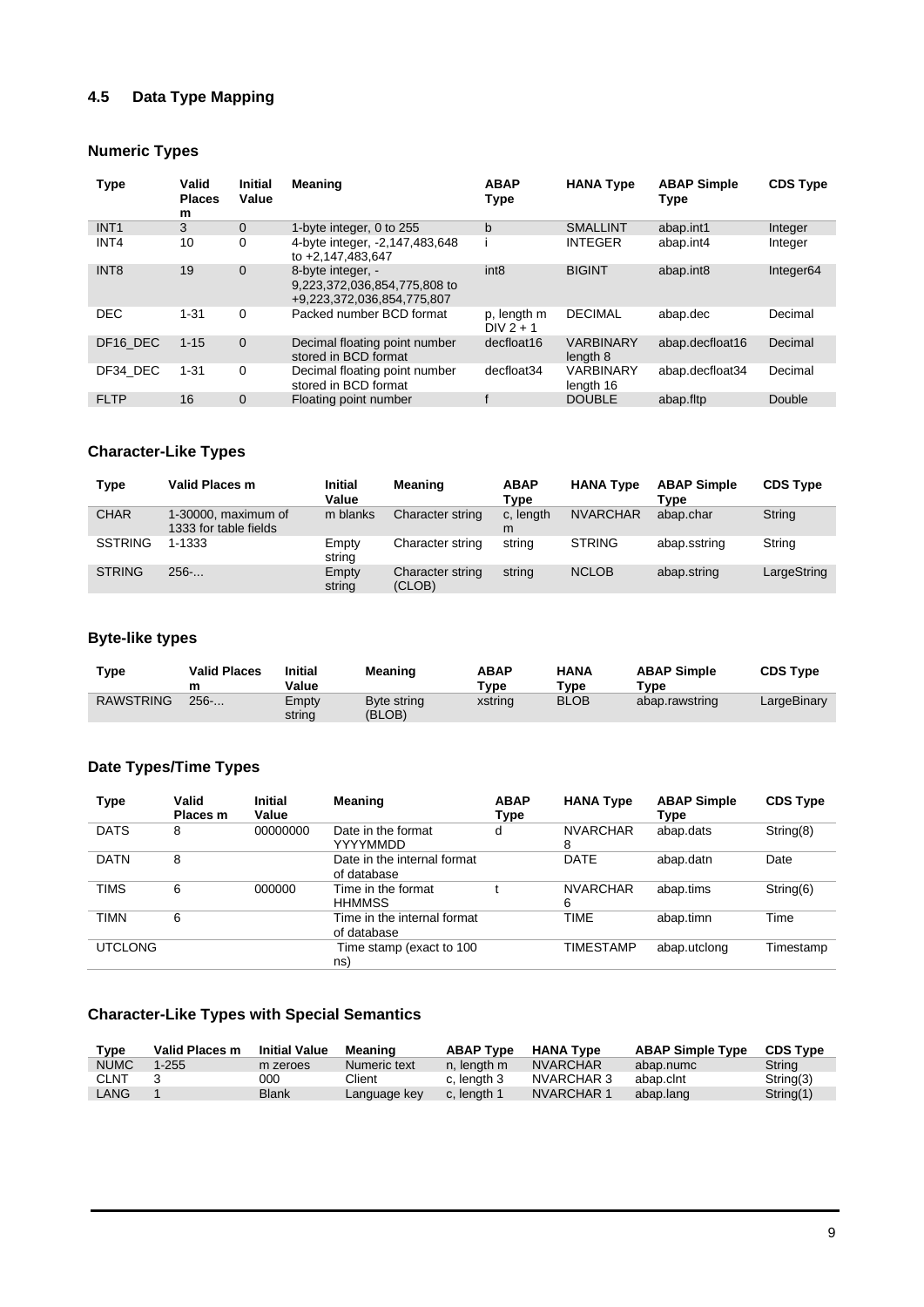### 4.5 Data Type Mapping

#### Numeric Types

| Type | Valid Places m | Initial Value | Meaning | ABAP Type | HANA Type | ABAP Simple Type | CDS Type |
|---|---|---|---|---|---|---|---|
| INT1 | 3 | 0 | 1-byte integer, 0 to 255 | b | SMALLINT | abap.int1 | Integer |
| INT4 | 10 | 0 | 4-byte integer, -2,147,483,648 to +2,147,483,647 | i | INTEGER | abap.int4 | Integer |
| INT8 | 19 | 0 | 8-byte integer, -9,223,372,036,854,775,808 to +9,223,372,036,854,775,807 | int8 | BIGINT | abap.int8 | Integer64 |
| DEC | 1-31 | 0 | Packed number BCD format | p, length m DIV 2 + 1 | DECIMAL | abap.dec | Decimal |
| DF16_DEC | 1-15 | 0 | Decimal floating point number stored in BCD format | decfloat16 | VARBINARY length 8 | abap.decfloat16 | Decimal |
| DF34_DEC | 1-31 | 0 | Decimal floating point number stored in BCD format | decfloat34 | VARBINARY length 16 | abap.decfloat34 | Decimal |
| FLTP | 16 | 0 | Floating point number | f | DOUBLE | abap.fltp | Double |

#### Character-Like Types

| Type | Valid Places m | Initial Value | Meaning | ABAP Type | HANA Type | ABAP Simple Type | CDS Type |
|---|---|---|---|---|---|---|---|
| CHAR | 1-30000, maximum of 1333 for table fields | m blanks | Character string | c, length m | NVARCHAR | abap.char | String |
| SSTRING | 1-1333 | Empty string | Character string | string | STRING | abap.sstring | String |
| STRING | 256-... | Empty string | Character string (CLOB) | string | NCLOB | abap.string | LargeString |

#### Byte-like types

| Type | Valid Places m | Initial Value | Meaning | ABAP Type | HANA Type | ABAP Simple Type | CDS Type |
|---|---|---|---|---|---|---|---|
| RAWSTRING | 256-... | Empty string | Byte string (BLOB) | xstring | BLOB | abap.rawstring | LargeBinary |

#### Date Types/Time Types

| Type | Valid Places m | Initial Value | Meaning | ABAP Type | HANA Type | ABAP Simple Type | CDS Type |
|---|---|---|---|---|---|---|---|
| DATS | 8 | 00000000 | Date in the format YYYYMMDD | d | NVARCHAR 8 | abap.dats | String(8) |
| DATN | 8 | | Date in the internal format of database | | DATE | abap.datn | Date |
| TIMS | 6 | 000000 | Time in the format HHMMSS | t | NVARCHAR 6 | abap.tims | String(6) |
| TIMN | 6 | | Time in the internal format of database | | TIME | abap.timn | Time |
| UTCLONG | | | Time stamp (exact to 100 ns) | | TIMESTAMP | abap.utclong | Timestamp |

#### Character-Like Types with Special Semantics

| Type | Valid Places m | Initial Value | Meaning | ABAP Type | HANA Type | ABAP Simple Type | CDS Type |
|---|---|---|---|---|---|---|---|
| NUMC | 1-255 | m zeroes | Numeric text | n, length m | NVARCHAR | abap.numc | String |
| CLNT | 3 | 000 | Client | c, length 3 | NVARCHAR 3 | abap.clnt | String(3) |
| LANG | 1 | Blank | Language key | c, length 1 | NVARCHAR 1 | abap.lang | String(1) |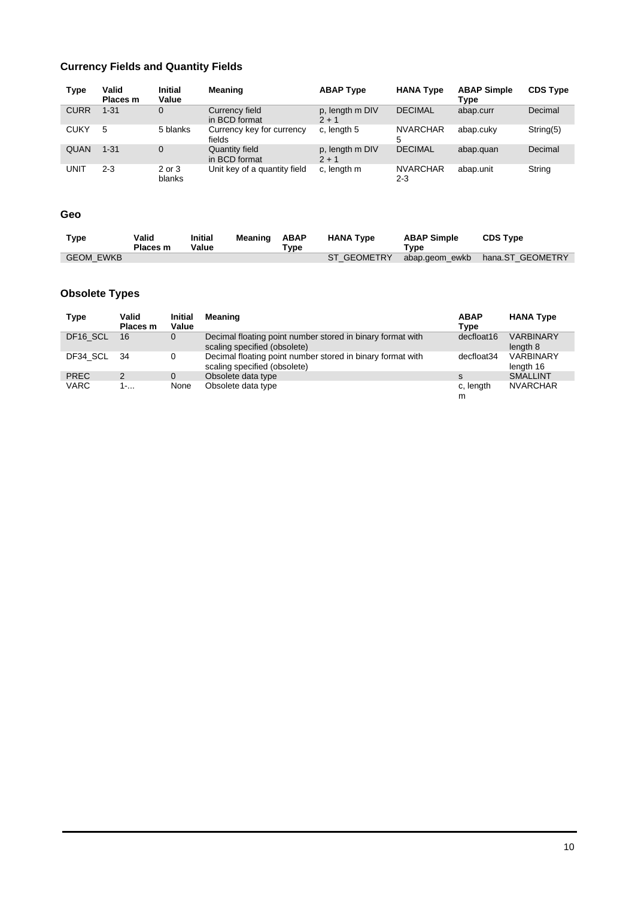## Currency Fields and Quantity Fields

| Type | Valid Places m | Initial Value | Meaning | ABAP Type | HANA Type | ABAP Simple Type | CDS Type |
|---|---|---|---|---|---|---|---|
| CURR | 1-31 | 0 | Currency field in BCD format | p, length m DIV 2 + 1 | DECIMAL | abap.curr | Decimal |
| CUKY | 5 | 5 blanks | Currency key for currency fields | c, length 5 | NVARCHAR 5 | abap.cuky | String(5) |
| QUAN | 1-31 | 0 | Quantity field in BCD format | p, length m DIV 2 + 1 | DECIMAL | abap.quan | Decimal |
| UNIT | 2-3 | 2 or 3 blanks | Unit key of a quantity field | c, length m | NVARCHAR 2-3 | abap.unit | String |

## Geo

| Type | Valid Places m | Initial Value | Meaning | ABAP Type | HANA Type | ABAP Simple Type | CDS Type |
|---|---|---|---|---|---|---|---|
| GEOM_EWKB | | | | | ST_GEOMETRY | abap.geom_ewkb | hana.ST_GEOMETRY |

## Obsolete Types

| Type | Valid Places m | Initial Value | Meaning | ABAP Type | HANA Type |
|---|---|---|---|---|---|
| DF16_SCL | 16 | 0 | Decimal floating point number stored in binary format with scaling specified (obsolete) | decfloat16 | VARBINARY length 8 |
| DF34_SCL | 34 | 0 | Decimal floating point number stored in binary format with scaling specified (obsolete) | decfloat34 | VARBINARY length 16 |
| PREC | 2 | 0 | Obsolete data type | s | SMALLINT |
| VARC | 1-... | None | Obsolete data type | c, length m | NVARCHAR |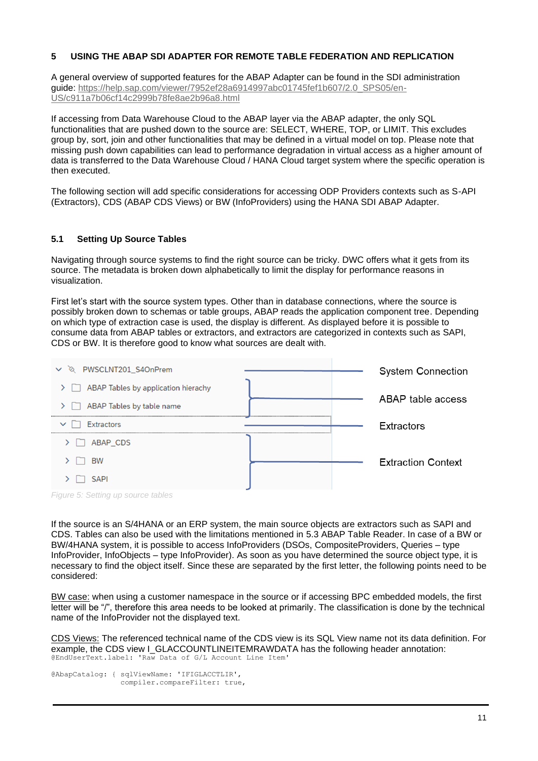## 5 USING THE ABAP SDI ADAPTER FOR REMOTE TABLE FEDERATION AND REPLICATION

A general overview of supported features for the ABAP Adapter can be found in the SDI administration guide: https://help.sap.com/viewer/7952ef28a6914997abc01745fef1b607/2.0_SPS05/en-US/c911a7b06cf14c2999b78fe8ae2b96a8.html

If accessing from Data Warehouse Cloud to the ABAP layer via the ABAP adapter, the only SQL functionalities that are pushed down to the source are: SELECT, WHERE, TOP, or LIMIT. This excludes group by, sort, join and other functionalities that may be defined in a virtual model on top. Please note that missing push down capabilities can lead to performance degradation in virtual access as a higher amount of data is transferred to the Data Warehouse Cloud / HANA Cloud target system where the specific operation is then executed.

The following section will add specific considerations for accessing ODP Providers contexts such as S-API (Extractors), CDS (ABAP CDS Views) or BW (InfoProviders) using the HANA SDI ABAP Adapter.

### 5.1 Setting Up Source Tables

Navigating through source systems to find the right source can be tricky. DWC offers what it gets from its source. The metadata is broken down alphabetically to limit the display for performance reasons in visualization.

First let's start with the source system types. Other than in database connections, where the source is possibly broken down to schemas or table groups, ABAP reads the application component tree. Depending on which type of extraction case is used, the display is different. As displayed before it is possible to consume data from ABAP tables or extractors, and extractors are categorized in contexts such as SAPI, CDS or BW. It is therefore good to know what sources are dealt with.

PWSCLNT201_S4OnPrem
ABAP Tables by application hierachy
ABAP Tables by table name
Extractors
ABAP_CDS
BW
SAPI
System Connection
ABAP table access
Extractors
Extraction Context

*Figure 5: Setting up source tables*

If the source is an S/4HANA or an ERP system, the main source objects are extractors such as SAPI and CDS. Tables can also be used with the limitations mentioned in 5.3 ABAP Table Reader. In case of a BW or BW/4HANA system, it is possible to access InfoProviders (DSOs, CompositeProviders, Queries – type InfoProvider, InfoObjects – type InfoProvider). As soon as you have determined the source object type, it is necessary to find the object itself. Since these are separated by the first letter, the following points need to be considered:

BW case: when using a customer namespace in the source or if accessing BPC embedded models, the first letter will be "/", therefore this area needs to be looked at primarily. The classification is done by the technical name of the InfoProvider not the displayed text.

CDS Views: The referenced technical name of the CDS view is its SQL View name not its data definition. For example, the CDS view I_GLACCOUNTLINEITEMRAWDATA has the following header annotation:

```
@EndUserText.label: 'Raw Data of G/L Account Line Item'

@AbapCatalog: { sqlViewName: 'IFIGLACCTLIR',
                compiler.compareFilter: true,
```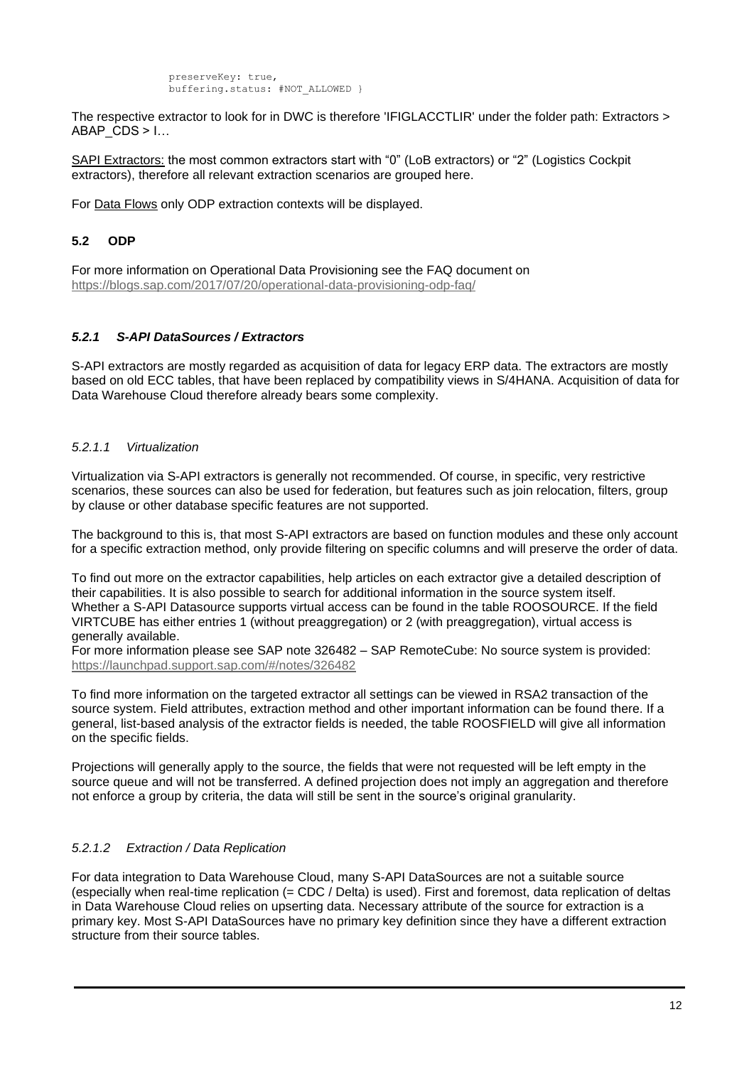```
preserveKey: true,
buffering.status: #NOT_ALLOWED }
```

The respective extractor to look for in DWC is therefore 'IFIGLACCTLIR' under the folder path: Extractors > ABAP_CDS > I…

SAPI Extractors: the most common extractors start with "0" (LoB extractors) or "2" (Logistics Cockpit extractors), therefore all relevant extraction scenarios are grouped here.

For Data Flows only ODP extraction contexts will be displayed.

## 5.2 ODP

For more information on Operational Data Provisioning see the FAQ document on https://blogs.sap.com/2017/07/20/operational-data-provisioning-odp-faq/

### *5.2.1 S-API DataSources / Extractors*

S-API extractors are mostly regarded as acquisition of data for legacy ERP data. The extractors are mostly based on old ECC tables, that have been replaced by compatibility views in S/4HANA. Acquisition of data for Data Warehouse Cloud therefore already bears some complexity.

#### *5.2.1.1 Virtualization*

Virtualization via S-API extractors is generally not recommended. Of course, in specific, very restrictive scenarios, these sources can also be used for federation, but features such as join relocation, filters, group by clause or other database specific features are not supported.

The background to this is, that most S-API extractors are based on function modules and these only account for a specific extraction method, only provide filtering on specific columns and will preserve the order of data.

To find out more on the extractor capabilities, help articles on each extractor give a detailed description of their capabilities. It is also possible to search for additional information in the source system itself. Whether a S-API Datasource supports virtual access can be found in the table ROOSOURCE. If the field VIRTCUBE has either entries 1 (without preaggregation) or 2 (with preaggregation), virtual access is generally available.
For more information please see SAP note 326482 – SAP RemoteCube: No source system is provided: https://launchpad.support.sap.com/#/notes/326482

To find more information on the targeted extractor all settings can be viewed in RSA2 transaction of the source system. Field attributes, extraction method and other important information can be found there. If a general, list-based analysis of the extractor fields is needed, the table ROOSFIELD will give all information on the specific fields.

Projections will generally apply to the source, the fields that were not requested will be left empty in the source queue and will not be transferred. A defined projection does not imply an aggregation and therefore not enforce a group by criteria, the data will still be sent in the source's original granularity.

#### *5.2.1.2 Extraction / Data Replication*

For data integration to Data Warehouse Cloud, many S-API DataSources are not a suitable source (especially when real-time replication (= CDC / Delta) is used). First and foremost, data replication of deltas in Data Warehouse Cloud relies on upserting data. Necessary attribute of the source for extraction is a primary key. Most S-API DataSources have no primary key definition since they have a different extraction structure from their source tables.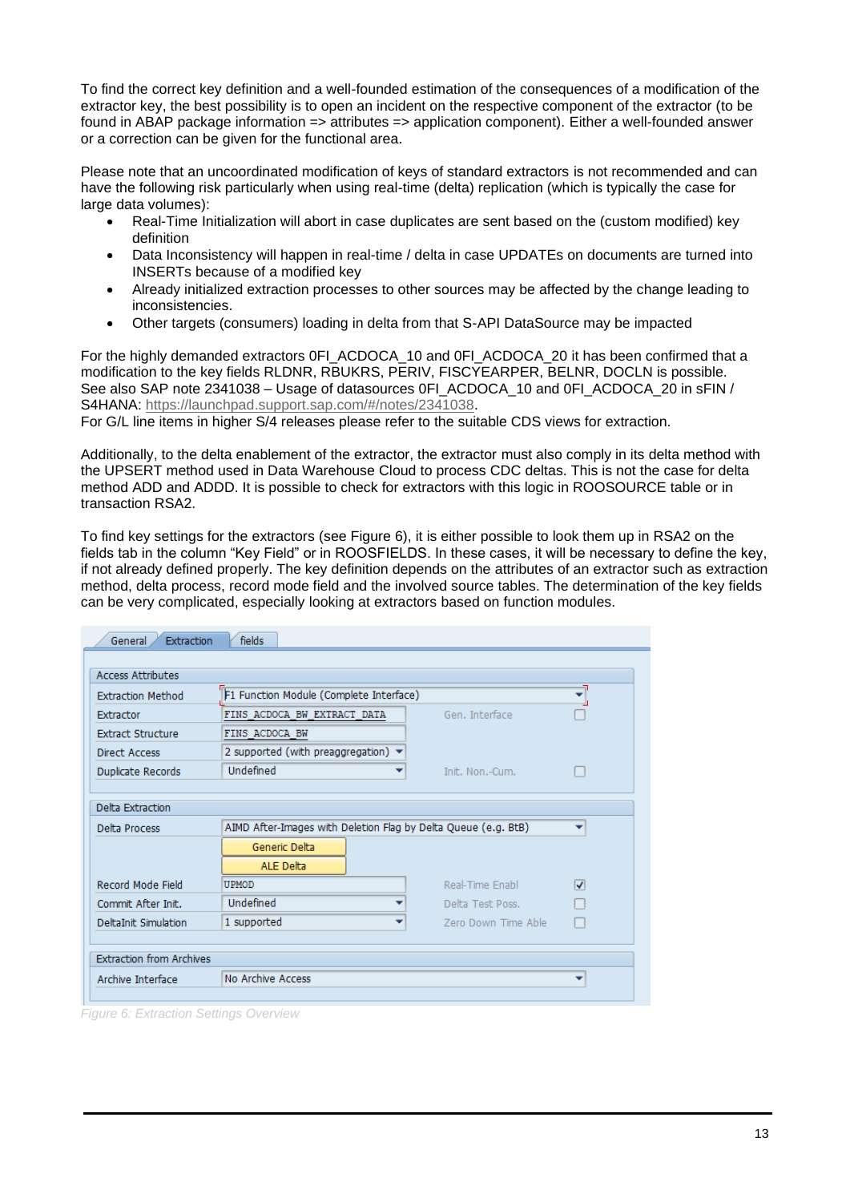To find the correct key definition and a well-founded estimation of the consequences of a modification of the extractor key, the best possibility is to open an incident on the respective component of the extractor (to be found in ABAP package information => attributes => application component). Either a well-founded answer or a correction can be given for the functional area.

Please note that an uncoordinated modification of keys of standard extractors is not recommended and can have the following risk particularly when using real-time (delta) replication (which is typically the case for large data volumes):

- Real-Time Initialization will abort in case duplicates are sent based on the (custom modified) key definition
- Data Inconsistency will happen in real-time / delta in case UPDATEs on documents are turned into INSERTs because of a modified key
- Already initialized extraction processes to other sources may be affected by the change leading to inconsistencies.
- Other targets (consumers) loading in delta from that S-API DataSource may be impacted

For the highly demanded extractors 0FI_ACDOCA_10 and 0FI_ACDOCA_20 it has been confirmed that a modification to the key fields RLDNR, RBUKRS, PERIV, FISCYEARPER, BELNR, DOCLN is possible. See also SAP note 2341038 – Usage of datasources 0FI_ACDOCA_10 and 0FI_ACDOCA_20 in sFIN / S4HANA: https://launchpad.support.sap.com/#/notes/2341038.
For G/L line items in higher S/4 releases please refer to the suitable CDS views for extraction.

Additionally, to the delta enablement of the extractor, the extractor must also comply in its delta method with the UPSERT method used in Data Warehouse Cloud to process CDC deltas. This is not the case for delta method ADD and ADDD. It is possible to check for extractors with this logic in ROOSOURCE table or in transaction RSA2.

To find key settings for the extractors (see Figure 6), it is either possible to look them up in RSA2 on the fields tab in the column "Key Field" or in ROOSFIELDS. In these cases, it will be necessary to define the key, if not already defined properly. The key definition depends on the attributes of an extractor such as extraction method, delta process, record mode field and the involved source tables. The determination of the key fields can be very complicated, especially looking at extractors based on function modules.

General | Extraction | fields

Access Attributes
Extraction Method: F1 Function Module (Complete Interface)
Extractor: FINS_ACDOCA_BW_EXTRACT_DATA
Gen. Interface
Extract Structure: FINS_ACDOCA_BW
Direct Access: 2 supported (with preaggregation)
Duplicate Records: Undefined
Init. Non.-Cum.

Delta Extraction
Delta Process: AIMD After-Images with Deletion Flag by Delta Queue (e.g. BtB)
Generic Delta
ALE Delta
Record Mode Field: UPMOD
Real-Time Enabl
Commit After Init.: Undefined
Delta Test Poss.
DeltaInit Simulation: 1 supported
Zero Down Time Able

Extraction from Archives
Archive Interface: No Archive Access

*Figure 6: Extraction Settings Overview*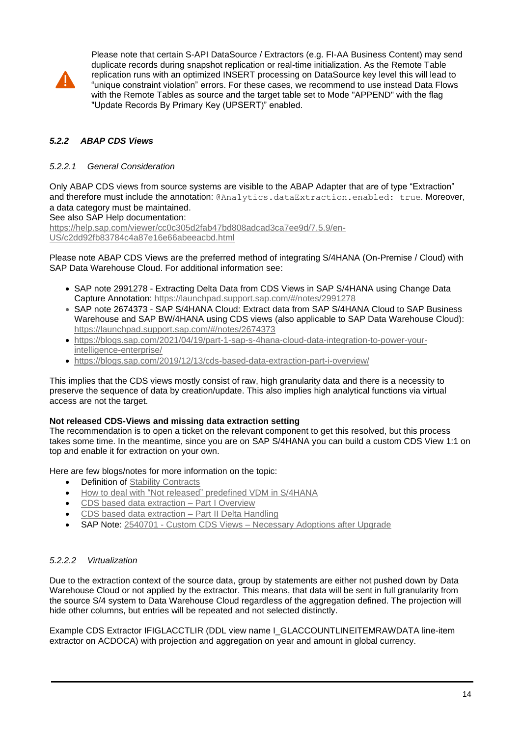Please note that certain S-API DataSource / Extractors (e.g. FI-AA Business Content) may send duplicate records during snapshot replication or real-time initialization. As the Remote Table replication runs with an optimized INSERT processing on DataSource key level this will lead to “unique constraint violation” errors. For these cases, we recommend to use instead Data Flows with the Remote Tables as source and the target table set to Mode "APPEND" with the flag "Update Records By Primary Key (UPSERT)" enabled.

### *5.2.2 ABAP CDS Views*

#### *5.2.2.1 General Consideration*

Only ABAP CDS views from source systems are visible to the ABAP Adapter that are of type “Extraction” and therefore must include the annotation: `@Analytics.dataExtraction.enabled: true`. Moreover, a data category must be maintained.
See also SAP Help documentation:
https://help.sap.com/viewer/cc0c305d2fab47bd808adcad3ca7ee9d/7.5.9/en-US/c2dd92fb83784c4a87e16e66abeeacbd.html

Please note ABAP CDS Views are the preferred method of integrating S/4HANA (On-Premise / Cloud) with SAP Data Warehouse Cloud. For additional information see:

- SAP note 2991278 - Extracting Delta Data from CDS Views in SAP S/4HANA using Change Data Capture Annotation: https://launchpad.support.sap.com/#/notes/2991278
- SAP note 2674373 - SAP S/4HANA Cloud: Extract data from SAP S/4HANA Cloud to SAP Business Warehouse and SAP BW/4HANA using CDS views (also applicable to SAP Data Warehouse Cloud): https://launchpad.support.sap.com/#/notes/2674373
- https://blogs.sap.com/2021/04/19/part-1-sap-s-4hana-cloud-data-integration-to-power-your-intelligence-enterprise/
- https://blogs.sap.com/2019/12/13/cds-based-data-extraction-part-i-overview/

This implies that the CDS views mostly consist of raw, high granularity data and there is a necessity to preserve the sequence of data by creation/update. This also implies high analytical functions via virtual access are not the target.

**Not released CDS-Views and missing data extraction setting**
The recommendation is to open a ticket on the relevant component to get this resolved, but this process takes some time. In the meantime, since you are on SAP S/4HANA you can build a custom CDS View 1:1 on top and enable it for extraction on your own.

Here are few blogs/notes for more information on the topic:

- Definition of Stability Contracts
- How to deal with “Not released” predefined VDM in S/4HANA
- CDS based data extraction – Part I Overview
- CDS based data extraction – Part II Delta Handling
- SAP Note: 2540701 - Custom CDS Views – Necessary Adoptions after Upgrade

#### *5.2.2.2 Virtualization*

Due to the extraction context of the source data, group by statements are either not pushed down by Data Warehouse Cloud or not applied by the extractor. This means, that data will be sent in full granularity from the source S/4 system to Data Warehouse Cloud regardless of the aggregation defined. The projection will hide other columns, but entries will be repeated and not selected distinctly.

Example CDS Extractor IFIGLACCTLIR (DDL view name I_GLACCOUNTLINEITEMRAWDATA line-item extractor on ACDOCA) with projection and aggregation on year and amount in global currency.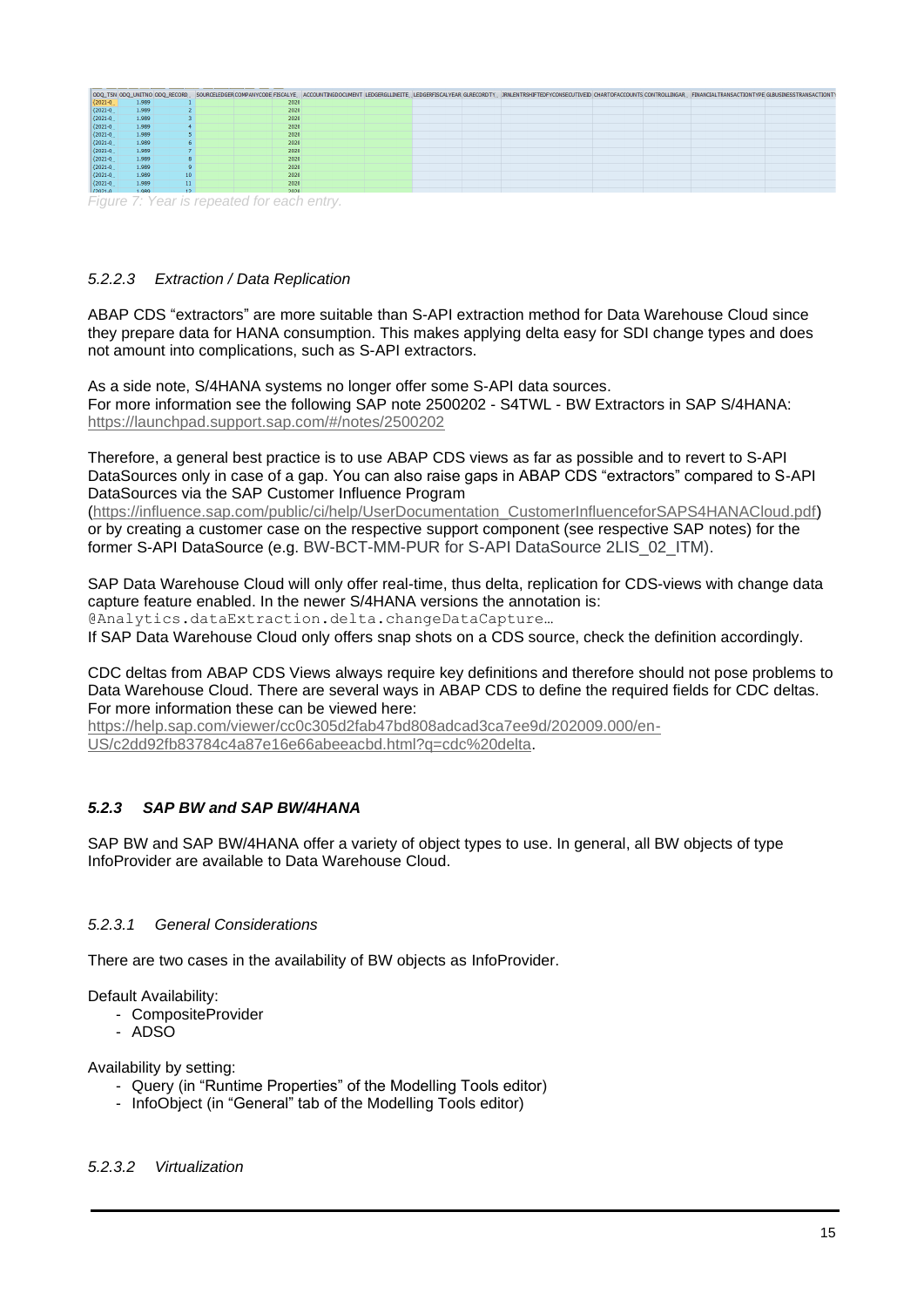| ODQ_TSN | ODQ_UNITNO | ODQ_RECORD | SOURCELEDGER | COMPANYCODE | FISCALYE… | ACCOUNTINGDOCUMENT | LEDGERGLLINEITE… | LEDGERFISCALYEAR | GLRECORDTY… | …RNLENTRSHIFTEDFYCONSECUTIVEID | CHARTOFACCOUNTS | CONTROLLINGAR… | FINANCIALTRANSACTIONTYPE | GLBUSINESSTRANSACTIONTY… |
|---|---|---|---|---|---|---|---|---|---|---|---|---|---|---|
| (2021-0… | 1.989 | 1 | | | 202 | | | | | | | | | |
| (2021-0… | 1.989 | 2 | | | 202 | | | | | | | | | |
| (2021-0… | 1.989 | 3 | | | 202 | | | | | | | | | |
| (2021-0… | 1.989 | 4 | | | 202 | | | | | | | | | |
| (2021-0… | 1.989 | 5 | | | 202 | | | | | | | | | |
| (2021-0… | 1.989 | 6 | | | 202 | | | | | | | | | |
| (2021-0… | 1.989 | 7 | | | 202 | | | | | | | | | |
| (2021-0… | 1.989 | 8 | | | 202 | | | | | | | | | |
| (2021-0… | 1.989 | 9 | | | 202 | | | | | | | | | |
| (2021-0… | 1.989 | 10 | | | 202 | | | | | | | | | |
| (2021-0… | 1.989 | 11 | | | 202 | | | | | | | | | |
| (2021-0… | 1.989 | 12 | | | 202 | | | | | | | | | |

Figure 7: Year is repeated for each entry.

#### 5.2.2.3 Extraction / Data Replication

ABAP CDS "extractors" are more suitable than S-API extraction method for Data Warehouse Cloud since they prepare data for HANA consumption. This makes applying delta easy for SDI change types and does not amount into complications, such as S-API extractors.

As a side note, S/4HANA systems no longer offer some S-API data sources.
For more information see the following SAP note 2500202 - S4TWL - BW Extractors in SAP S/4HANA: https://launchpad.support.sap.com/#/notes/2500202

Therefore, a general best practice is to use ABAP CDS views as far as possible and to revert to S-API DataSources only in case of a gap. You can also raise gaps in ABAP CDS "extractors" compared to S-API DataSources via the SAP Customer Influence Program (https://influence.sap.com/public/ci/help/UserDocumentation_CustomerInfluenceforSAPS4HANACloud.pdf) or by creating a customer case on the respective support component (see respective SAP notes) for the former S-API DataSource (e.g. BW-BCT-MM-PUR for S-API DataSource 2LIS_02_ITM).

SAP Data Warehouse Cloud will only offer real-time, thus delta, replication for CDS-views with change data capture feature enabled. In the newer S/4HANA versions the annotation is:
`@Analytics.dataExtraction.delta.changeDataCapture…`
If SAP Data Warehouse Cloud only offers snap shots on a CDS source, check the definition accordingly.

CDC deltas from ABAP CDS Views always require key definitions and therefore should not pose problems to Data Warehouse Cloud. There are several ways in ABAP CDS to define the required fields for CDC deltas. For more information these can be viewed here:
https://help.sap.com/viewer/cc0c305d2fab47bd808adcad3ca7ee9d/202009.000/en-US/c2dd92fb83784c4a87e16e66abeeacbd.html?q=cdc%20delta.

### *5.2.3 SAP BW and SAP BW/4HANA*

SAP BW and SAP BW/4HANA offer a variety of object types to use. In general, all BW objects of type InfoProvider are available to Data Warehouse Cloud.

#### *5.2.3.1 General Considerations*

There are two cases in the availability of BW objects as InfoProvider.

Default Availability:
- CompositeProvider
- ADSO

Availability by setting:
- Query (in "Runtime Properties" of the Modelling Tools editor)
- InfoObject (in "General" tab of the Modelling Tools editor)

#### *5.2.3.2 Virtualization*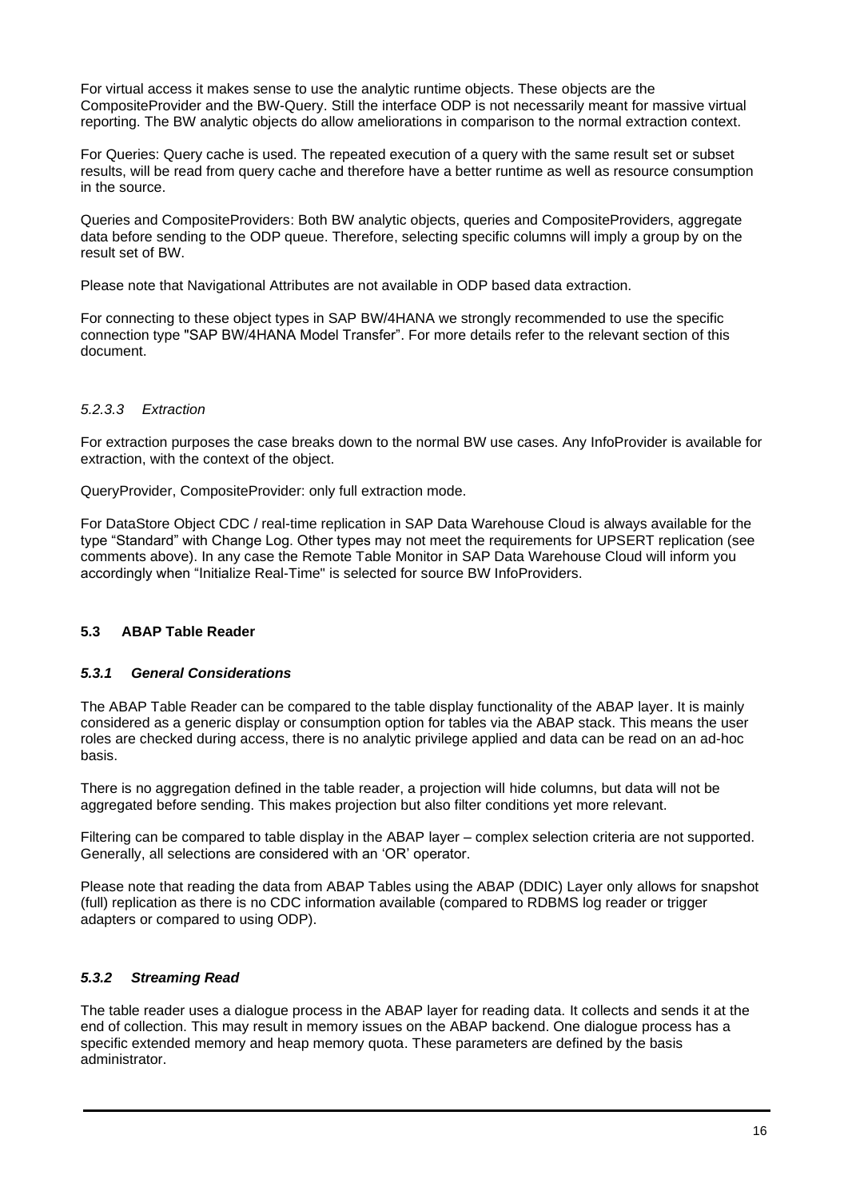For virtual access it makes sense to use the analytic runtime objects. These objects are the CompositeProvider and the BW-Query. Still the interface ODP is not necessarily meant for massive virtual reporting. The BW analytic objects do allow ameliorations in comparison to the normal extraction context.

For Queries: Query cache is used. The repeated execution of a query with the same result set or subset results, will be read from query cache and therefore have a better runtime as well as resource consumption in the source.

Queries and CompositeProviders: Both BW analytic objects, queries and CompositeProviders, aggregate data before sending to the ODP queue. Therefore, selecting specific columns will imply a group by on the result set of BW.

Please note that Navigational Attributes are not available in ODP based data extraction.

For connecting to these object types in SAP BW/4HANA we strongly recommended to use the specific connection type "SAP BW/4HANA Model Transfer". For more details refer to the relevant section of this document.

#### *5.2.3.3 Extraction*

For extraction purposes the case breaks down to the normal BW use cases. Any InfoProvider is available for extraction, with the context of the object.

QueryProvider, CompositeProvider: only full extraction mode.

For DataStore Object CDC / real-time replication in SAP Data Warehouse Cloud is always available for the type "Standard" with Change Log. Other types may not meet the requirements for UPSERT replication (see comments above). In any case the Remote Table Monitor in SAP Data Warehouse Cloud will inform you accordingly when "Initialize Real-Time" is selected for source BW InfoProviders.

## 5.3 ABAP Table Reader

### *5.3.1 General Considerations*

The ABAP Table Reader can be compared to the table display functionality of the ABAP layer. It is mainly considered as a generic display or consumption option for tables via the ABAP stack. This means the user roles are checked during access, there is no analytic privilege applied and data can be read on an ad-hoc basis.

There is no aggregation defined in the table reader, a projection will hide columns, but data will not be aggregated before sending. This makes projection but also filter conditions yet more relevant.

Filtering can be compared to table display in the ABAP layer – complex selection criteria are not supported. Generally, all selections are considered with an 'OR' operator.

Please note that reading the data from ABAP Tables using the ABAP (DDIC) Layer only allows for snapshot (full) replication as there is no CDC information available (compared to RDBMS log reader or trigger adapters or compared to using ODP).

### *5.3.2 Streaming Read*

The table reader uses a dialogue process in the ABAP layer for reading data. It collects and sends it at the end of collection. This may result in memory issues on the ABAP backend. One dialogue process has a specific extended memory and heap memory quota. These parameters are defined by the basis administrator.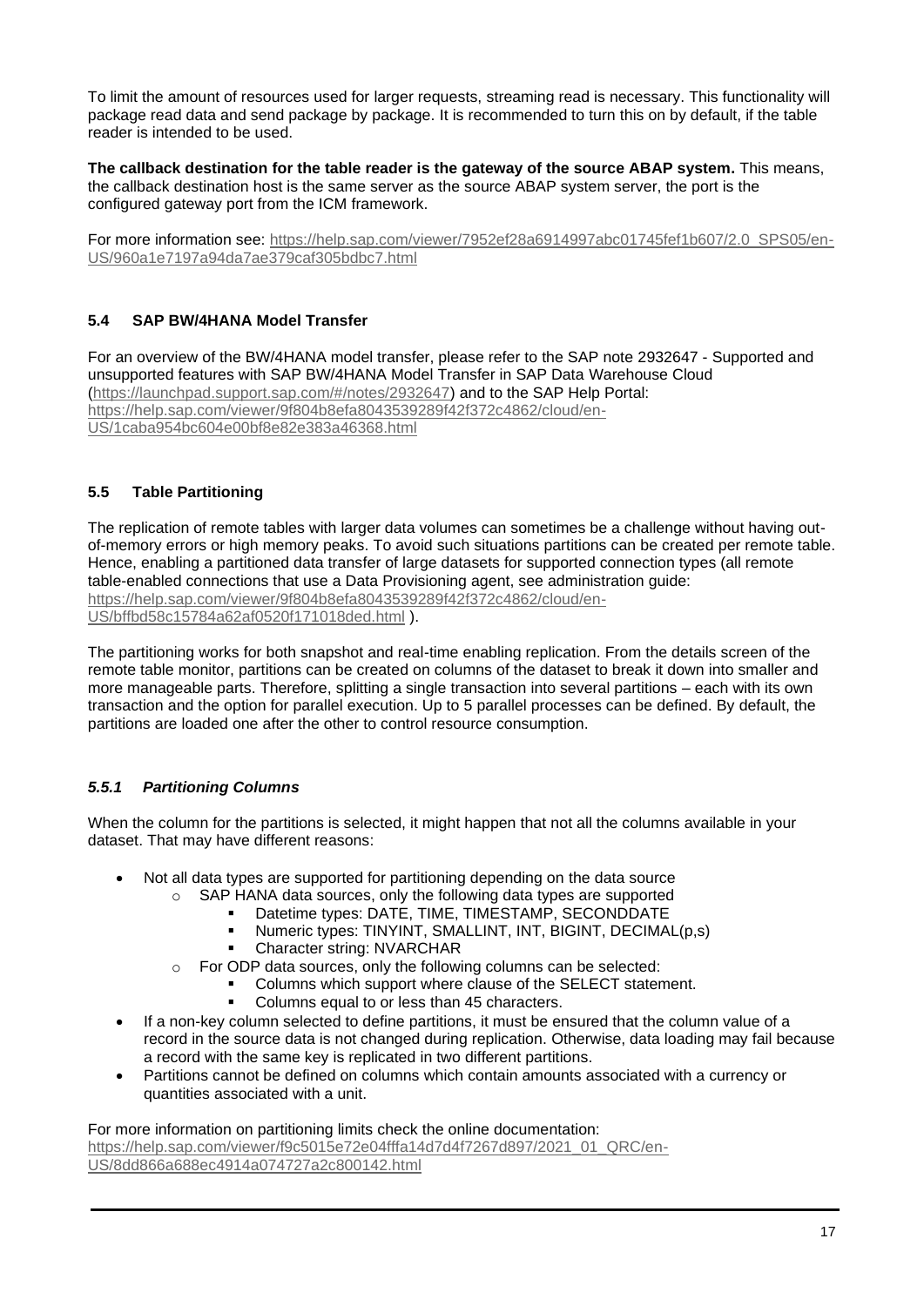To limit the amount of resources used for larger requests, streaming read is necessary. This functionality will package read data and send package by package. It is recommended to turn this on by default, if the table reader is intended to be used.

**The callback destination for the table reader is the gateway of the source ABAP system.** This means, the callback destination host is the same server as the source ABAP system server, the port is the configured gateway port from the ICM framework.

For more information see: https://help.sap.com/viewer/7952ef28a6914997abc01745fef1b607/2.0_SPS05/en-US/960a1e7197a94da7ae379caf305bdbc7.html

### 5.4 SAP BW/4HANA Model Transfer

For an overview of the BW/4HANA model transfer, please refer to the SAP note 2932647 - Supported and unsupported features with SAP BW/4HANA Model Transfer in SAP Data Warehouse Cloud (https://launchpad.support.sap.com/#/notes/2932647) and to the SAP Help Portal: https://help.sap.com/viewer/9f804b8efa8043539289f42f372c4862/cloud/en-US/1caba954bc604e00bf8e82e383a46368.html

### 5.5 Table Partitioning

The replication of remote tables with larger data volumes can sometimes be a challenge without having out-of-memory errors or high memory peaks. To avoid such situations partitions can be created per remote table. Hence, enabling a partitioned data transfer of large datasets for supported connection types (all remote table-enabled connections that use a Data Provisioning agent, see administration guide: https://help.sap.com/viewer/9f804b8efa8043539289f42f372c4862/cloud/en-US/bffbd58c15784a62af0520f171018ded.html ).

The partitioning works for both snapshot and real-time enabling replication. From the details screen of the remote table monitor, partitions can be created on columns of the dataset to break it down into smaller and more manageable parts. Therefore, splitting a single transaction into several partitions – each with its own transaction and the option for parallel execution. Up to 5 parallel processes can be defined. By default, the partitions are loaded one after the other to control resource consumption.

#### *5.5.1 Partitioning Columns*

When the column for the partitions is selected, it might happen that not all the columns available in your dataset. That may have different reasons:

- Not all data types are supported for partitioning depending on the data source
  - SAP HANA data sources, only the following data types are supported
    - Datetime types: DATE, TIME, TIMESTAMP, SECONDDATE
    - Numeric types: TINYINT, SMALLINT, INT, BIGINT, DECIMAL(p,s)
    - Character string: NVARCHAR
  - For ODP data sources, only the following columns can be selected:
    - Columns which support where clause of the SELECT statement.
    - Columns equal to or less than 45 characters.
- If a non-key column selected to define partitions, it must be ensured that the column value of a record in the source data is not changed during replication. Otherwise, data loading may fail because a record with the same key is replicated in two different partitions.
- Partitions cannot be defined on columns which contain amounts associated with a currency or quantities associated with a unit.

For more information on partitioning limits check the online documentation: https://help.sap.com/viewer/f9c5015e72e04fffa14d7d4f7267d897/2021_01_QRC/en-US/8dd866a688ec4914a074727a2c800142.html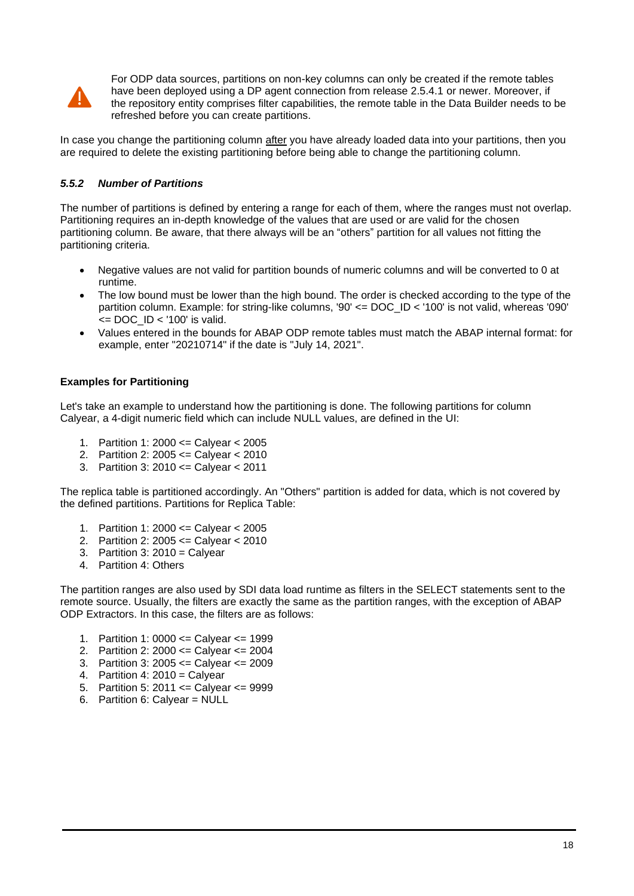For ODP data sources, partitions on non-key columns can only be created if the remote tables have been deployed using a DP agent connection from release 2.5.4.1 or newer. Moreover, if the repository entity comprises filter capabilities, the remote table in the Data Builder needs to be refreshed before you can create partitions.

In case you change the partitioning column after you have already loaded data into your partitions, then you are required to delete the existing partitioning before being able to change the partitioning column.

### *5.5.2 Number of Partitions*

The number of partitions is defined by entering a range for each of them, where the ranges must not overlap. Partitioning requires an in-depth knowledge of the values that are used or are valid for the chosen partitioning column. Be aware, that there always will be an "others" partition for all values not fitting the partitioning criteria.

- Negative values are not valid for partition bounds of numeric columns and will be converted to 0 at runtime.
- The low bound must be lower than the high bound. The order is checked according to the type of the partition column. Example: for string-like columns, '90' <= DOC_ID < '100' is not valid, whereas '090' <= DOC_ID < '100' is valid.
- Values entered in the bounds for ABAP ODP remote tables must match the ABAP internal format: for example, enter "20210714" if the date is "July 14, 2021".

**Examples for Partitioning**

Let's take an example to understand how the partitioning is done. The following partitions for column Calyear, a 4-digit numeric field which can include NULL values, are defined in the UI:

1. Partition 1: 2000 <= Calyear < 2005
2. Partition 2: 2005 <= Calyear < 2010
3. Partition 3: 2010 <= Calyear < 2011

The replica table is partitioned accordingly. An "Others" partition is added for data, which is not covered by the defined partitions. Partitions for Replica Table:

1. Partition 1: 2000 <= Calyear < 2005
2. Partition 2: 2005 <= Calyear < 2010
3. Partition 3: 2010 = Calyear
4. Partition 4: Others

The partition ranges are also used by SDI data load runtime as filters in the SELECT statements sent to the remote source. Usually, the filters are exactly the same as the partition ranges, with the exception of ABAP ODP Extractors. In this case, the filters are as follows:

1. Partition 1: 0000 <= Calyear <= 1999
2. Partition 2: 2000 <= Calyear <= 2004
3. Partition 3: 2005 <= Calyear <= 2009
4. Partition 4: 2010 = Calyear
5. Partition 5: 2011 <= Calyear <= 9999
6. Partition 6: Calyear = NULL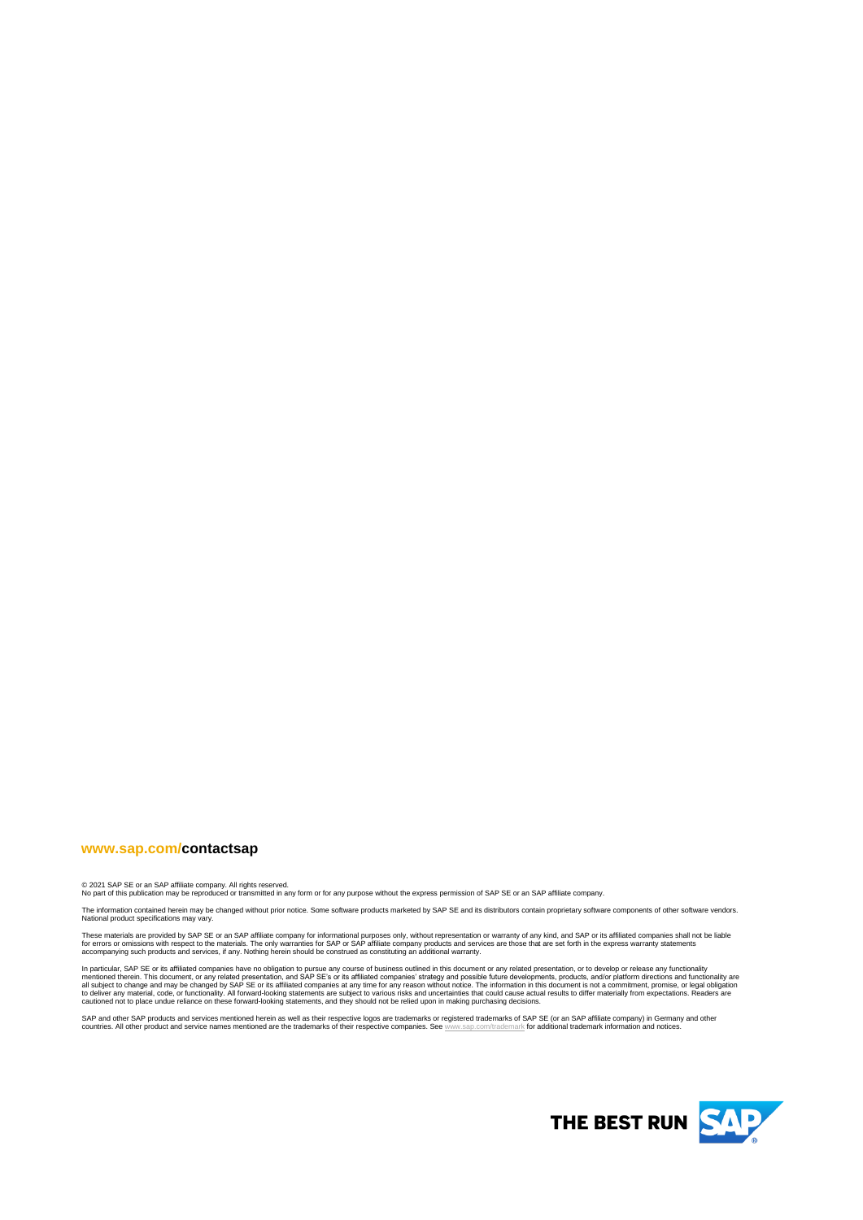**www.sap.com/contactsap**

© 2021 SAP SE or an SAP affiliate company. All rights reserved.
No part of this publication may be reproduced or transmitted in any form or for any purpose without the express permission of SAP SE or an SAP affiliate company.

The information contained herein may be changed without prior notice. Some software products marketed by SAP SE and its distributors contain proprietary software components of other software vendors. National product specifications may vary.

These materials are provided by SAP SE or an SAP affiliate company for informational purposes only, without representation or warranty of any kind, and SAP or its affiliated companies shall not be liable for errors or omissions with respect to the materials. The only warranties for SAP or SAP affiliate company products and services are those that are set forth in the express warranty statements accompanying such products and services, if any. Nothing herein should be construed as constituting an additional warranty.

In particular, SAP SE or its affiliated companies have no obligation to pursue any course of business outlined in this document or any related presentation, or to develop or release any functionality mentioned therein. This document, or any related presentation, and SAP SE's or its affiliated companies' strategy and possible future developments, products, and/or platform directions and functionality are all subject to change and may be changed by SAP SE or its affiliated companies at any time for any reason without notice. The information in this document is not a commitment, promise, or legal obligation to deliver any material, code, or functionality. All forward-looking statements are subject to various risks and uncertainties that could cause actual results to differ materially from expectations. Readers are cautioned not to place undue reliance on these forward-looking statements, and they should not be relied upon in making purchasing decisions.

SAP and other SAP products and services mentioned herein as well as their respective logos are trademarks or registered trademarks of SAP SE (or an SAP affiliate company) in Germany and other countries. All other product and service names mentioned are the trademarks of their respective companies. See www.sap.com/trademark for additional trademark information and notices.

THE BEST RUN SAP